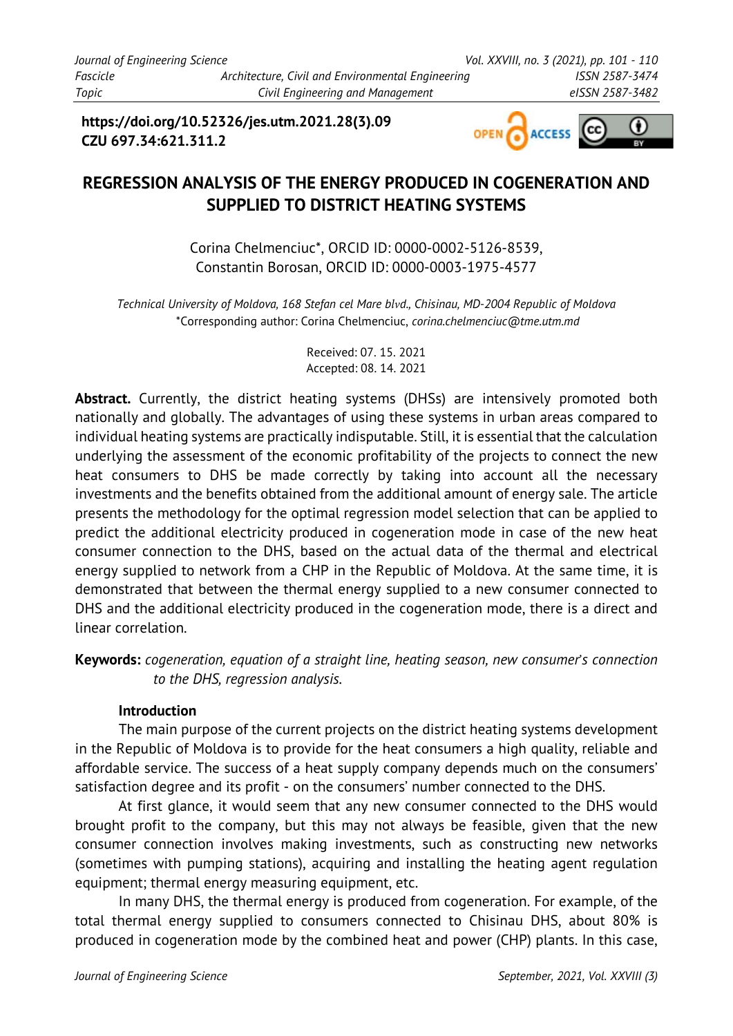**https://doi.org/10.52326/jes.utm.2021.28(3).09**
**CZU 697.34:621.311.2**

# REGRESSION ANALYSIS OF THE ENERGY PRODUCED IN COGENERATION AND SUPPLIED TO DISTRICT HEATING SYSTEMS

Corina Chelmenciuc*, ORCID ID: 0000-0002-5126-8539,
Constantin Borosan, ORCID ID: 0000-0003-1975-4577

*Technical University of Moldova, 168 Stefan cel Mare blvd., Chisinau, MD-2004 Republic of Moldova*
*Corresponding author: Corina Chelmenciuc, *corina.chelmenciuc@tme.utm.md*

Received: 07. 15. 2021
Accepted: 08. 14. 2021

**Abstract.** Currently, the district heating systems (DHSs) are intensively promoted both nationally and globally. The advantages of using these systems in urban areas compared to individual heating systems are practically indisputable. Still, it is essential that the calculation underlying the assessment of the economic profitability of the projects to connect the new heat consumers to DHS be made correctly by taking into account all the necessary investments and the benefits obtained from the additional amount of energy sale. The article presents the methodology for the optimal regression model selection that can be applied to predict the additional electricity produced in cogeneration mode in case of the new heat consumer connection to the DHS, based on the actual data of the thermal and electrical energy supplied to network from a CHP in the Republic of Moldova. At the same time, it is demonstrated that between the thermal energy supplied to a new consumer connected to DHS and the additional electricity produced in the cogeneration mode, there is a direct and linear correlation.

**Keywords:** *cogeneration, equation of a straight line, heating season, new consumer's connection to the DHS, regression analysis.*

## Introduction

The main purpose of the current projects on the district heating systems development in the Republic of Moldova is to provide for the heat consumers a high quality, reliable and affordable service. The success of a heat supply company depends much on the consumers' satisfaction degree and its profit - on the consumers' number connected to the DHS.

At first glance, it would seem that any new consumer connected to the DHS would brought profit to the company, but this may not always be feasible, given that the new consumer connection involves making investments, such as constructing new networks (sometimes with pumping stations), acquiring and installing the heating agent regulation equipment; thermal energy measuring equipment, etc.

In many DHS, the thermal energy is produced from cogeneration. For example, of the total thermal energy supplied to consumers connected to Chisinau DHS, about 80% is produced in cogeneration mode by the combined heat and power (CHP) plants. In this case,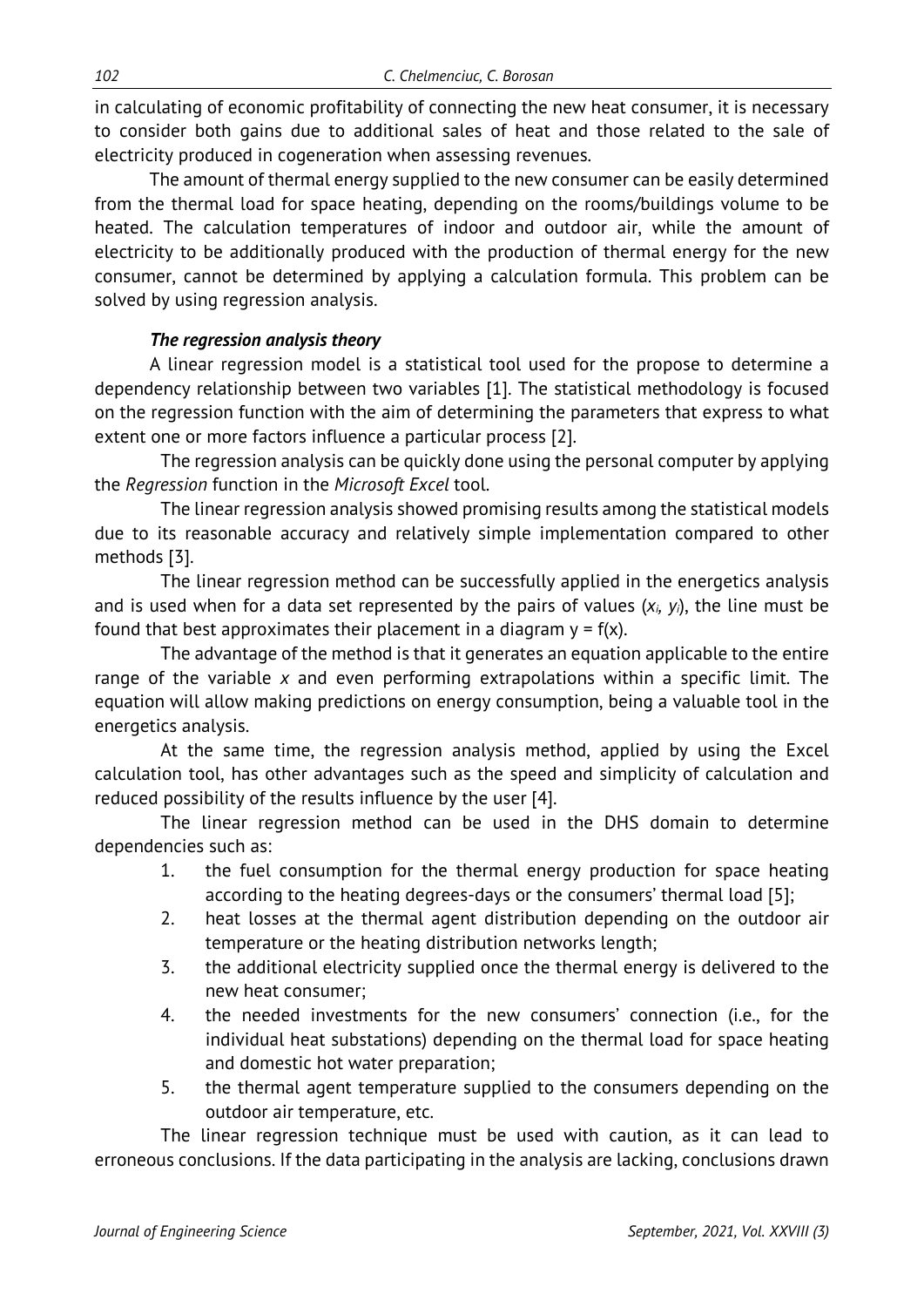in calculating of economic profitability of connecting the new heat consumer, it is necessary to consider both gains due to additional sales of heat and those related to the sale of electricity produced in cogeneration when assessing revenues.

The amount of thermal energy supplied to the new consumer can be easily determined from the thermal load for space heating, depending on the rooms/buildings volume to be heated. The calculation temperatures of indoor and outdoor air, while the amount of electricity to be additionally produced with the production of thermal energy for the new consumer, cannot be determined by applying a calculation formula. This problem can be solved by using regression analysis.

***The regression analysis theory***

A linear regression model is a statistical tool used for the propose to determine a dependency relationship between two variables [1]. The statistical methodology is focused on the regression function with the aim of determining the parameters that express to what extent one or more factors influence a particular process [2].

The regression analysis can be quickly done using the personal computer by applying the *Regression* function in the *Microsoft Excel* tool.

The linear regression analysis showed promising results among the statistical models due to its reasonable accuracy and relatively simple implementation compared to other methods [3].

The linear regression method can be successfully applied in the energetics analysis and is used when for a data set represented by the pairs of values ($x_i$, $y_i$), the line must be found that best approximates their placement in a diagram $y = f(x)$.

The advantage of the method is that it generates an equation applicable to the entire range of the variable $x$ and even performing extrapolations within a specific limit. The equation will allow making predictions on energy consumption, being a valuable tool in the energetics analysis.

At the same time, the regression analysis method, applied by using the Excel calculation tool, has other advantages such as the speed and simplicity of calculation and reduced possibility of the results influence by the user [4].

The linear regression method can be used in the DHS domain to determine dependencies such as:

1. the fuel consumption for the thermal energy production for space heating according to the heating degrees-days or the consumers' thermal load [5];
2. heat losses at the thermal agent distribution depending on the outdoor air temperature or the heating distribution networks length;
3. the additional electricity supplied once the thermal energy is delivered to the new heat consumer;
4. the needed investments for the new consumers' connection (i.e., for the individual heat substations) depending on the thermal load for space heating and domestic hot water preparation;
5. the thermal agent temperature supplied to the consumers depending on the outdoor air temperature, etc.

The linear regression technique must be used with caution, as it can lead to erroneous conclusions. If the data participating in the analysis are lacking, conclusions drawn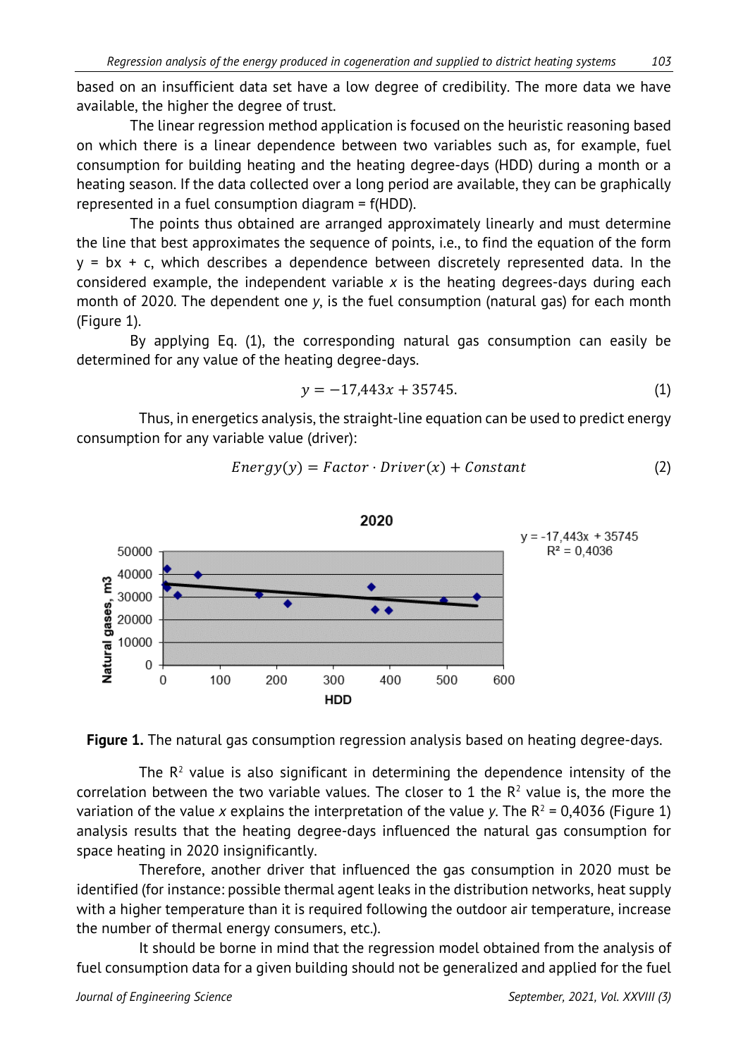based on an insufficient data set have a low degree of credibility. The more data we have available, the higher the degree of trust.

The linear regression method application is focused on the heuristic reasoning based on which there is a linear dependence between two variables such as, for example, fuel consumption for building heating and the heating degree-days (HDD) during a month or a heating season. If the data collected over a long period are available, they can be graphically represented in a fuel consumption diagram = f(HDD).

The points thus obtained are arranged approximately linearly and must determine the line that best approximates the sequence of points, i.e., to find the equation of the form $y = bx + c$, which describes a dependence between discretely represented data. In the considered example, the independent variable $x$ is the heating degrees-days during each month of 2020. The dependent one $y$, is the fuel consumption (natural gas) for each month (Figure 1).

By applying Eq. (1), the corresponding natural gas consumption can easily be determined for any value of the heating degree-days.

$$y = -17{,}443x + 35745. \tag{1}$$

Thus, in energetics analysis, the straight-line equation can be used to predict energy consumption for any variable value (driver):

$$Energy(y) = Factor \cdot Driver(x) + Constant \tag{2}$$

**Figure 1.** The natural gas consumption regression analysis based on heating degree-days.

The $R^2$ value is also significant in determining the dependence intensity of the correlation between the two variable values. The closer to 1 the $R^2$ value is, the more the variation of the value $x$ explains the interpretation of the value $y$. The $R^2 = 0{,}4036$ (Figure 1) analysis results that the heating degree-days influenced the natural gas consumption for space heating in 2020 insignificantly.

Therefore, another driver that influenced the gas consumption in 2020 must be identified (for instance: possible thermal agent leaks in the distribution networks, heat supply with a higher temperature than it is required following the outdoor air temperature, increase the number of thermal energy consumers, etc.).

It should be borne in mind that the regression model obtained from the analysis of fuel consumption data for a given building should not be generalized and applied for the fuel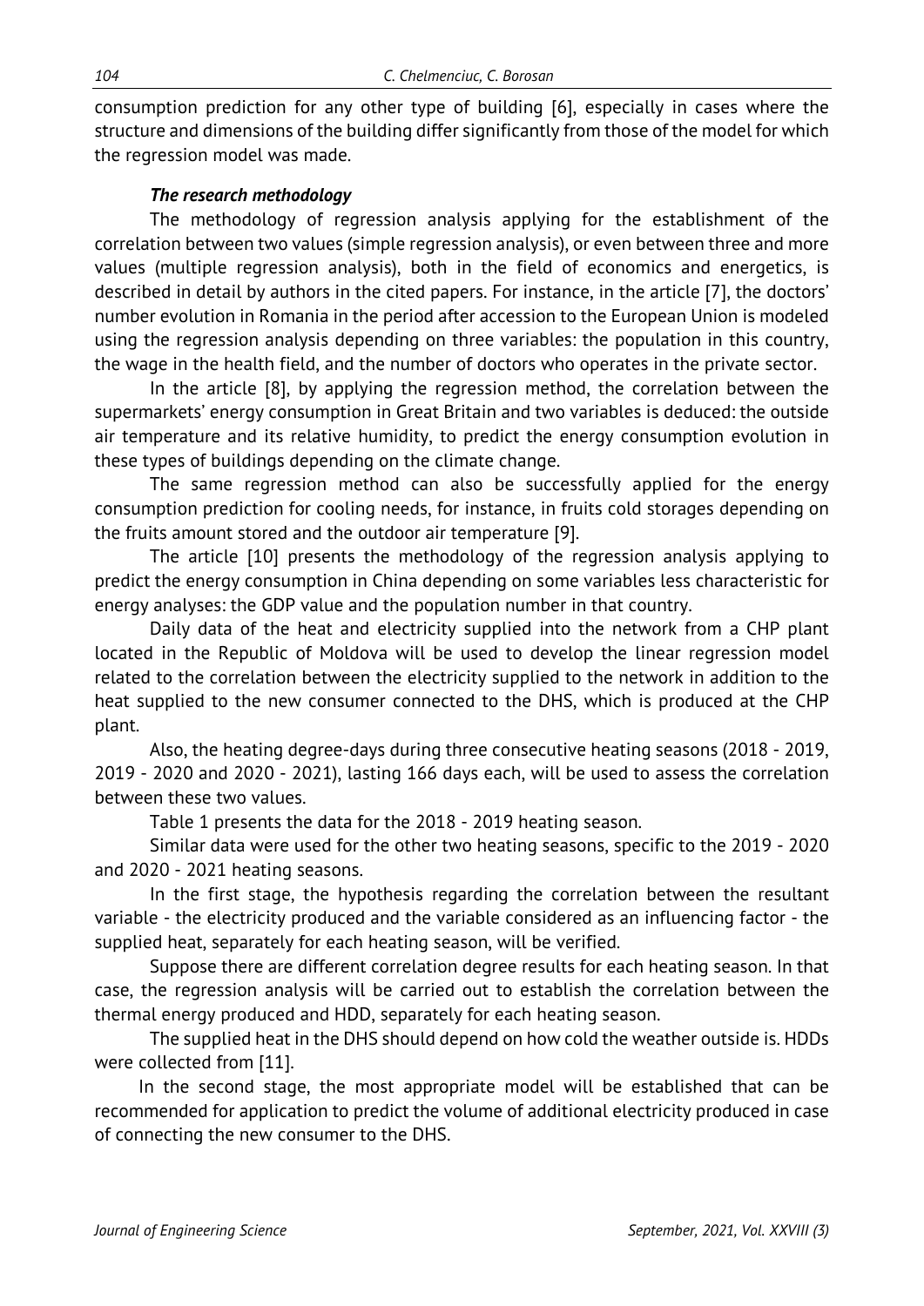consumption prediction for any other type of building [6], especially in cases where the structure and dimensions of the building differ significantly from those of the model for which the regression model was made.

### *The research methodology*

The methodology of regression analysis applying for the establishment of the correlation between two values (simple regression analysis), or even between three and more values (multiple regression analysis), both in the field of economics and energetics, is described in detail by authors in the cited papers. For instance, in the article [7], the doctors' number evolution in Romania in the period after accession to the European Union is modeled using the regression analysis depending on three variables: the population in this country, the wage in the health field, and the number of doctors who operates in the private sector.

In the article [8], by applying the regression method, the correlation between the supermarkets' energy consumption in Great Britain and two variables is deduced: the outside air temperature and its relative humidity, to predict the energy consumption evolution in these types of buildings depending on the climate change.

The same regression method can also be successfully applied for the energy consumption prediction for cooling needs, for instance, in fruits cold storages depending on the fruits amount stored and the outdoor air temperature [9].

The article [10] presents the methodology of the regression analysis applying to predict the energy consumption in China depending on some variables less characteristic for energy analyses: the GDP value and the population number in that country.

Daily data of the heat and electricity supplied into the network from a CHP plant located in the Republic of Moldova will be used to develop the linear regression model related to the correlation between the electricity supplied to the network in addition to the heat supplied to the new consumer connected to the DHS, which is produced at the CHP plant.

Also, the heating degree-days during three consecutive heating seasons (2018 - 2019, 2019 - 2020 and 2020 - 2021), lasting 166 days each, will be used to assess the correlation between these two values.

Table 1 presents the data for the 2018 - 2019 heating season.

Similar data were used for the other two heating seasons, specific to the 2019 - 2020 and 2020 - 2021 heating seasons.

In the first stage, the hypothesis regarding the correlation between the resultant variable - the electricity produced and the variable considered as an influencing factor - the supplied heat, separately for each heating season, will be verified.

Suppose there are different correlation degree results for each heating season. In that case, the regression analysis will be carried out to establish the correlation between the thermal energy produced and HDD, separately for each heating season.

The supplied heat in the DHS should depend on how cold the weather outside is. HDDs were collected from [11].

In the second stage, the most appropriate model will be established that can be recommended for application to predict the volume of additional electricity produced in case of connecting the new consumer to the DHS.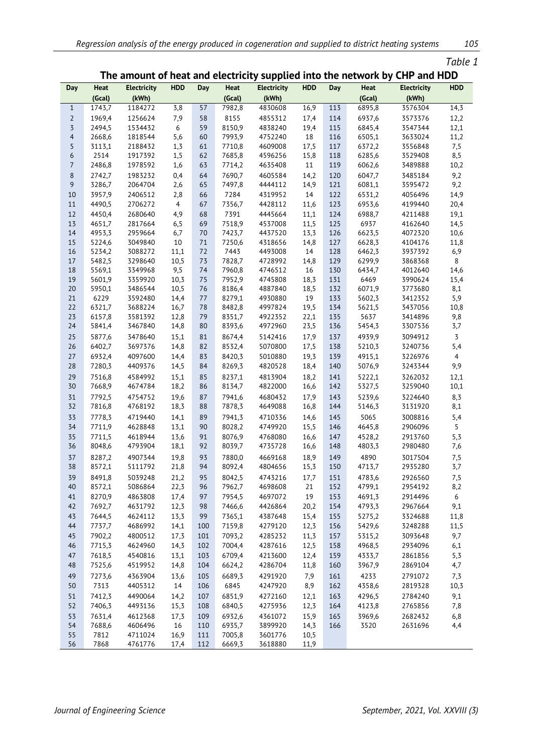Table 1

**The amount of heat and electricity supplied into the network by CHP and HDD**

| Day | Heat (Gcal) | Electricity (kWh) | HDD | Day | Heat (Gcal) | Electricity (kWh) | HDD | Day | Heat (Gcal) | Electricity (kWh) | HDD |
|---|---|---|---|---|---|---|---|---|---|---|---|
| 1 | 1743,7 | 1184272 | 3,8 | 57 | 7982,8 | 4830608 | 16,9 | 113 | 6895,8 | 3576304 | 14,3 |
| 2 | 1969,4 | 1256624 | 7,9 | 58 | 8155 | 4855312 | 17,4 | 114 | 6937,6 | 3573376 | 12,2 |
| 3 | 2494,5 | 1534432 | 6 | 59 | 8150,9 | 4838240 | 19,4 | 115 | 6845,4 | 3547344 | 12,1 |
| 4 | 2668,6 | 1818544 | 5,6 | 60 | 7993,9 | 4752240 | 18 | 116 | 6505,1 | 3633024 | 11,2 |
| 5 | 3113,1 | 2188432 | 1,3 | 61 | 7710,8 | 4609008 | 17,5 | 117 | 6372,2 | 3556848 | 7,5 |
| 6 | 2514 | 1917392 | 1,5 | 62 | 7685,8 | 4596256 | 15,8 | 118 | 6285,6 | 3529408 | 8,5 |
| 7 | 2486,8 | 1978592 | 1,6 | 63 | 7714,2 | 4635408 | 11 | 119 | 6062,6 | 3489888 | 10,2 |
| 8 | 2742,7 | 1983232 | 0,4 | 64 | 7690,7 | 4605584 | 14,2 | 120 | 6047,7 | 3485184 | 9,2 |
| 9 | 3286,7 | 2064704 | 2,6 | 65 | 7497,8 | 4444112 | 14,9 | 121 | 6081,1 | 3595472 | 9,2 |
| 10 | 3957,9 | 2406512 | 2,8 | 66 | 7284 | 4319952 | 14 | 122 | 6531,2 | 4056496 | 14,9 |
| 11 | 4490,5 | 2706272 | 4 | 67 | 7356,7 | 4428112 | 11,6 | 123 | 6953,6 | 4199440 | 20,4 |
| 12 | 4450,4 | 2680640 | 4,9 | 68 | 7391 | 4445664 | 11,1 | 124 | 6988,7 | 4211488 | 19,1 |
| 13 | 4651,7 | 2817664 | 6,5 | 69 | 7518,9 | 4537008 | 11,5 | 125 | 6937 | 4162640 | 14,5 |
| 14 | 4953,3 | 2959664 | 6,7 | 70 | 7423,7 | 4437520 | 13,3 | 126 | 6623,5 | 4072320 | 10,6 |
| 15 | 5224,6 | 3049840 | 10 | 71 | 7250,6 | 4318656 | 14,8 | 127 | 6628,3 | 4104176 | 11,8 |
| 16 | 5234,2 | 3088272 | 11,1 | 72 | 7443 | 4493008 | 14 | 128 | 6462,3 | 3937392 | 6,9 |
| 17 | 5482,5 | 3298640 | 10,5 | 73 | 7828,7 | 4728992 | 14,8 | 129 | 6299,9 | 3868368 | 8 |
| 18 | 5569,1 | 3349968 | 9,5 | 74 | 7960,8 | 4746512 | 16 | 130 | 6434,7 | 4012640 | 14,6 |
| 19 | 5601,9 | 3359920 | 10,3 | 75 | 7952,9 | 4745808 | 18,3 | 131 | 6469 | 3990624 | 15,4 |
| 20 | 5950,1 | 3486544 | 10,5 | 76 | 8186,4 | 4887840 | 18,5 | 132 | 6071,9 | 3773680 | 8,1 |
| 21 | 6229 | 3592480 | 14,4 | 77 | 8279,1 | 4930880 | 19 | 133 | 5602,3 | 3412352 | 5,9 |
| 22 | 6321,7 | 3688224 | 16,7 | 78 | 8482,8 | 4997824 | 19,5 | 134 | 5621,5 | 3437056 | 10,8 |
| 23 | 6157,8 | 3581392 | 12,8 | 79 | 8351,7 | 4922352 | 22,1 | 135 | 5637 | 3414896 | 9,8 |
| 24 | 5841,4 | 3467840 | 14,8 | 80 | 8393,6 | 4972960 | 23,5 | 136 | 5454,3 | 3307536 | 3,7 |
| 25 | 5877,6 | 3478640 | 15,1 | 81 | 8674,4 | 5142416 | 17,9 | 137 | 4939,9 | 3094912 | 3 |
| 26 | 6402,7 | 3697376 | 14,8 | 82 | 8532,4 | 5070800 | 17,5 | 138 | 5210,3 | 3240736 | 5,4 |
| 27 | 6932,4 | 4097600 | 14,4 | 83 | 8420,3 | 5010880 | 19,3 | 139 | 4915,1 | 3226976 | 4 |
| 28 | 7280,3 | 4409376 | 14,5 | 84 | 8269,3 | 4820528 | 18,4 | 140 | 5076,9 | 3243344 | 9,9 |
| 29 | 7516,8 | 4584992 | 15,1 | 85 | 8237,1 | 4813904 | 18,2 | 141 | 5222,1 | 3262032 | 12,1 |
| 30 | 7668,9 | 4674784 | 18,2 | 86 | 8134,7 | 4822000 | 16,6 | 142 | 5327,5 | 3259040 | 10,1 |
| 31 | 7792,5 | 4754752 | 19,6 | 87 | 7941,6 | 4680432 | 17,9 | 143 | 5239,6 | 3224640 | 8,3 |
| 32 | 7816,8 | 4768192 | 18,3 | 88 | 7878,3 | 4649088 | 16,8 | 144 | 5146,3 | 3131920 | 8,1 |
| 33 | 7778,3 | 4719440 | 14,1 | 89 | 7941,3 | 4710336 | 14,6 | 145 | 5065 | 3008816 | 5,4 |
| 34 | 7711,9 | 4628848 | 13,1 | 90 | 8028,2 | 4749920 | 15,5 | 146 | 4645,8 | 2906096 | 5 |
| 35 | 7711,5 | 4618944 | 13,6 | 91 | 8076,9 | 4768080 | 16,6 | 147 | 4528,2 | 2913760 | 5,3 |
| 36 | 8048,6 | 4793904 | 18,1 | 92 | 8039,7 | 4735728 | 16,6 | 148 | 4803,3 | 2980480 | 7,6 |
| 37 | 8287,2 | 4907344 | 19,8 | 93 | 7880,0 | 4669168 | 18,9 | 149 | 4890 | 3017504 | 7,5 |
| 38 | 8572,1 | 5111792 | 21,8 | 94 | 8092,4 | 4804656 | 15,3 | 150 | 4713,7 | 2935280 | 3,7 |
| 39 | 8491,8 | 5039248 | 21,2 | 95 | 8042,5 | 4743216 | 17,7 | 151 | 4783,6 | 2926560 | 7,5 |
| 40 | 8572,1 | 5086864 | 22,3 | 96 | 7962,7 | 4698608 | 21 | 152 | 4799,1 | 2954192 | 8,2 |
| 41 | 8270,9 | 4863808 | 17,4 | 97 | 7954,5 | 4697072 | 19 | 153 | 4691,3 | 2914496 | 6 |
| 42 | 7692,7 | 4631792 | 12,3 | 98 | 7466,6 | 4426864 | 20,2 | 154 | 4793,3 | 2967664 | 9,1 |
| 43 | 7644,5 | 4624112 | 13,3 | 99 | 7365,1 | 4387648 | 15,4 | 155 | 5275,2 | 3324688 | 11,8 |
| 44 | 7737,7 | 4686992 | 14,1 | 100 | 7159,8 | 4279120 | 12,3 | 156 | 5429,6 | 3248288 | 11,5 |
| 45 | 7902,2 | 4800512 | 17,3 | 101 | 7093,2 | 4285232 | 11,3 | 157 | 5315,2 | 3093648 | 9,7 |
| 46 | 7715,3 | 4624960 | 14,3 | 102 | 7004,4 | 4287616 | 12,5 | 158 | 4968,5 | 2934096 | 6,1 |
| 47 | 7618,5 | 4540816 | 13,1 | 103 | 6709,4 | 4213600 | 12,4 | 159 | 4333,7 | 2861856 | 5,3 |
| 48 | 7525,6 | 4519952 | 14,8 | 104 | 6624,2 | 4286704 | 11,8 | 160 | 3967,9 | 2869104 | 4,7 |
| 49 | 7273,6 | 4363904 | 13,6 | 105 | 6689,3 | 4291920 | 7,9 | 161 | 4233 | 2791072 | 7,3 |
| 50 | 7313 | 4405312 | 14 | 106 | 6845 | 4247920 | 8,9 | 162 | 4358,6 | 2819328 | 10,3 |
| 51 | 7412,3 | 4490064 | 14,2 | 107 | 6851,9 | 4272160 | 12,1 | 163 | 4296,5 | 2784240 | 9,1 |
| 52 | 7406,3 | 4493136 | 15,3 | 108 | 6840,5 | 4275936 | 12,3 | 164 | 4123,8 | 2765856 | 7,8 |
| 53 | 7631,4 | 4612368 | 17,3 | 109 | 6932,6 | 4361072 | 15,9 | 165 | 3969,6 | 2682432 | 6,8 |
| 54 | 7688,6 | 4606496 | 16 | 110 | 6935,7 | 3899920 | 14,3 | 166 | 3520 | 2631696 | 4,4 |
| 55 | 7812 | 4711024 | 16,9 | 111 | 7005,8 | 3601776 | 10,5 | | | | |
| 56 | 7868 | 4761776 | 17,4 | 112 | 6669,3 | 3618880 | 11,9 | | | | |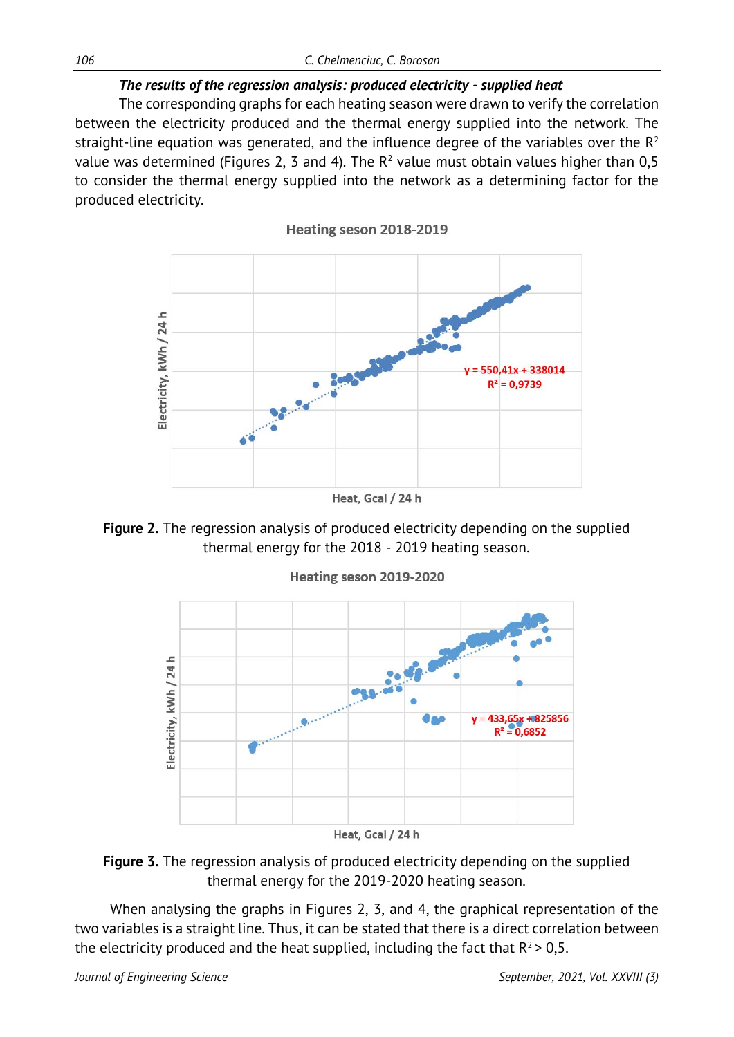***The results of the regression analysis: produced electricity - supplied heat***

The corresponding graphs for each heating season were drawn to verify the correlation between the electricity produced and the thermal energy supplied into the network. The straight-line equation was generated, and the influence degree of the variables over the $R^2$ value was determined (Figures 2, 3 and 4). The $R^2$ value must obtain values higher than 0,5 to consider the thermal energy supplied into the network as a determining factor for the produced electricity.

**Figure 2.** The regression analysis of produced electricity depending on the supplied thermal energy for the 2018 - 2019 heating season.

**Figure 3.** The regression analysis of produced electricity depending on the supplied thermal energy for the 2019-2020 heating season.

When analysing the graphs in Figures 2, 3, and 4, the graphical representation of the two variables is a straight line. Thus, it can be stated that there is a direct correlation between the electricity produced and the heat supplied, including the fact that $R^2 > 0,5$.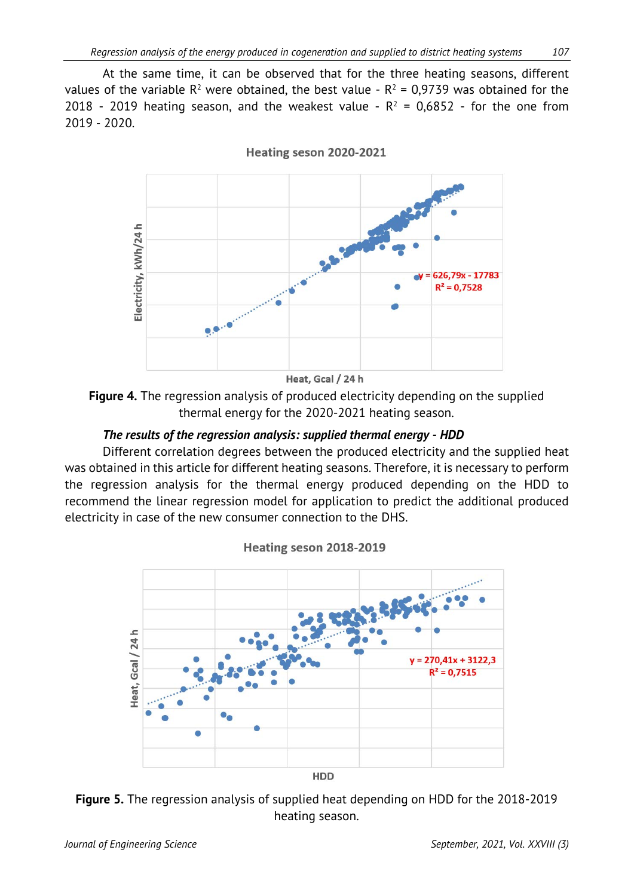At the same time, it can be observed that for the three heating seasons, different values of the variable $R^2$ were obtained, the best value - $R^2$ = 0,9739 was obtained for the 2018 - 2019 heating season, and the weakest value - $R^2$ = 0,6852 - for the one from 2019 - 2020.

Figure 4. The regression analysis of produced electricity depending on the supplied thermal energy for the 2020-2021 heating season.

***The results of the regression analysis: supplied thermal energy - HDD***

Different correlation degrees between the produced electricity and the supplied heat was obtained in this article for different heating seasons. Therefore, it is necessary to perform the regression analysis for the thermal energy produced depending on the HDD to recommend the linear regression model for application to predict the additional produced electricity in case of the new consumer connection to the DHS.

Figure 5. The regression analysis of supplied heat depending on HDD for the 2018-2019 heating season.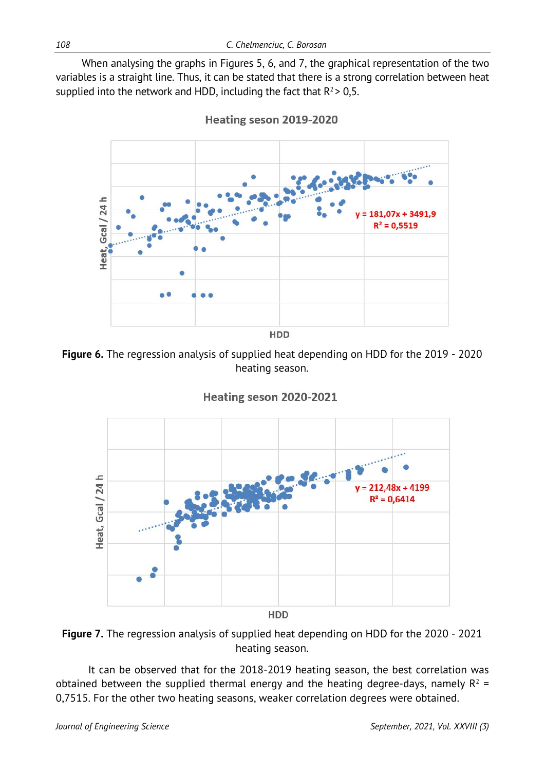When analysing the graphs in Figures 5, 6, and 7, the graphical representation of the two variables is a straight line. Thus, it can be stated that there is a strong correlation between heat supplied into the network and HDD, including the fact that $R^2 > 0,5$.

Figure 6. The regression analysis of supplied heat depending on HDD for the 2019 - 2020 heating season.

Figure 7. The regression analysis of supplied heat depending on HDD for the 2020 - 2021 heating season.

It can be observed that for the 2018-2019 heating season, the best correlation was obtained between the supplied thermal energy and the heating degree-days, namely $R^2 = 0,7515$. For the other two heating seasons, weaker correlation degrees were obtained.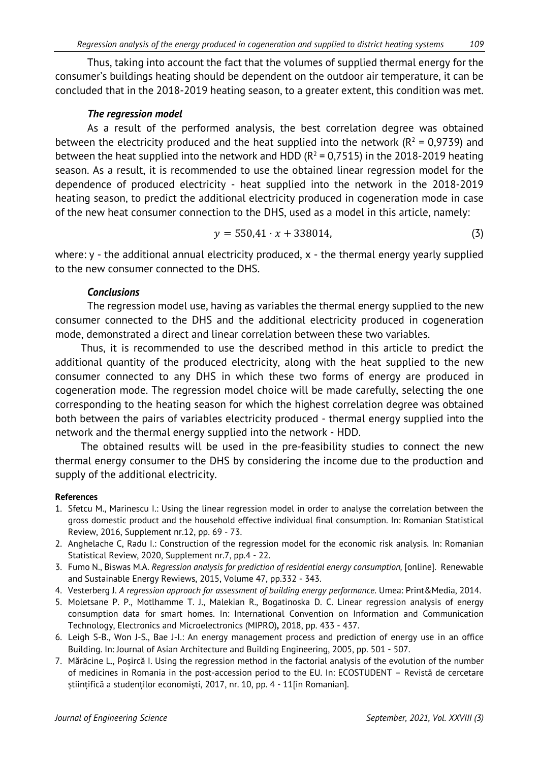Thus, taking into account the fact that the volumes of supplied thermal energy for the consumer's buildings heating should be dependent on the outdoor air temperature, it can be concluded that in the 2018-2019 heating season, to a greater extent, this condition was met.

### *The regression model*

As a result of the performed analysis, the best correlation degree was obtained between the electricity produced and the heat supplied into the network ($R^2$ = 0,9739) and between the heat supplied into the network and HDD ($R^2$ = 0,7515) in the 2018-2019 heating season. As a result, it is recommended to use the obtained linear regression model for the dependence of produced electricity - heat supplied into the network in the 2018-2019 heating season, to predict the additional electricity produced in cogeneration mode in case of the new heat consumer connection to the DHS, used as a model in this article, namely:

$$y = 550{,}41 \cdot x + 338014, \tag{3}$$

where: y - the additional annual electricity produced, x - the thermal energy yearly supplied to the new consumer connected to the DHS.

### *Conclusions*

The regression model use, having as variables the thermal energy supplied to the new consumer connected to the DHS and the additional electricity produced in cogeneration mode, demonstrated a direct and linear correlation between these two variables.

Thus, it is recommended to use the described method in this article to predict the additional quantity of the produced electricity, along with the heat supplied to the new consumer connected to any DHS in which these two forms of energy are produced in cogeneration mode. The regression model choice will be made carefully, selecting the one corresponding to the heating season for which the highest correlation degree was obtained both between the pairs of variables electricity produced - thermal energy supplied into the network and the thermal energy supplied into the network - HDD.

The obtained results will be used in the pre-feasibility studies to connect the new thermal energy consumer to the DHS by considering the income due to the production and supply of the additional electricity.

#### **References**

1. Sfetcu M., Marinescu I.: Using the linear regression model in order to analyse the correlation between the gross domestic product and the household effective individual final consumption. In: Romanian Statistical Review, 2016, Supplement nr.12, pp. 69 - 73.
2. Anghelache C, Radu I.: Construction of the regression model for the economic risk analysis. In: Romanian Statistical Review, 2020, Supplement nr.7, pp.4 - 22.
3. Fumo N., Biswas M.A. *Regression analysis for prediction of residential energy consumption,* [online]. Renewable and Sustainable Energy Rewiews, 2015, Volume 47, pp.332 - 343.
4. Vesterberg J. *A regression approach for assessment of building energy performance*. Umea: Print&Media, 2014.
5. Moletsane P. P., Motlhamme T. J., Malekian R., Bogatinoska D. C. Linear regression analysis of energy consumption data for smart homes. In: International Convention on Information and Communication Technology, Electronics and Microelectronics (MIPRO)**,** 2018, pp. 433 - 437.
6. Leigh S-B., Won J-S., Bae J-I.: An energy management process and prediction of energy use in an office Building. In: Journal of Asian Architecture and Building Engineering, 2005, pp. 501 - 507.
7. Mărăcine L., Poșircă I. Using the regression method in the factorial analysis of the evolution of the number of medicines in Romania in the post-accession period to the EU. In: ECOSTUDENT – Revistă de cercetare științifică a studenților economiști, 2017, nr. 10, pp. 4 - 11[in Romanian].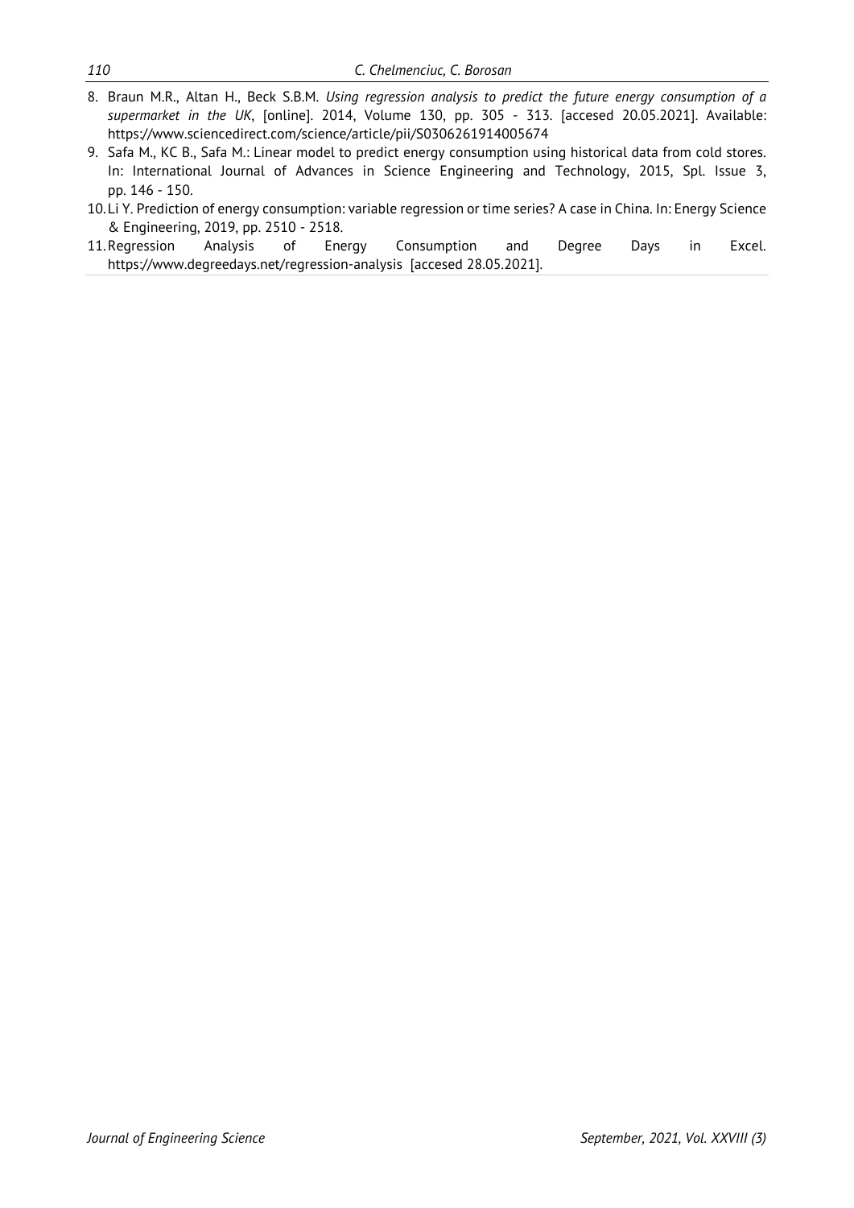8. Braun M.R., Altan H., Beck S.B.M. *Using regression analysis to predict the future energy consumption of a supermarket in the UK*, [online]. 2014, Volume 130, pp. 305 - 313. [accesed 20.05.2021]. Available: https://www.sciencedirect.com/science/article/pii/S0306261914005674
9. Safa M., KC B., Safa M.: Linear model to predict energy consumption using historical data from cold stores. In: International Journal of Advances in Science Engineering and Technology, 2015, Spl. Issue 3, pp. 146 - 150.
10. Li Y. Prediction of energy consumption: variable regression or time series? A case in China. In: Energy Science & Engineering, 2019, pp. 2510 - 2518.
11. Regression Analysis of Energy Consumption and Degree Days in Excel. https://www.degreedays.net/regression-analysis [accesed 28.05.2021].